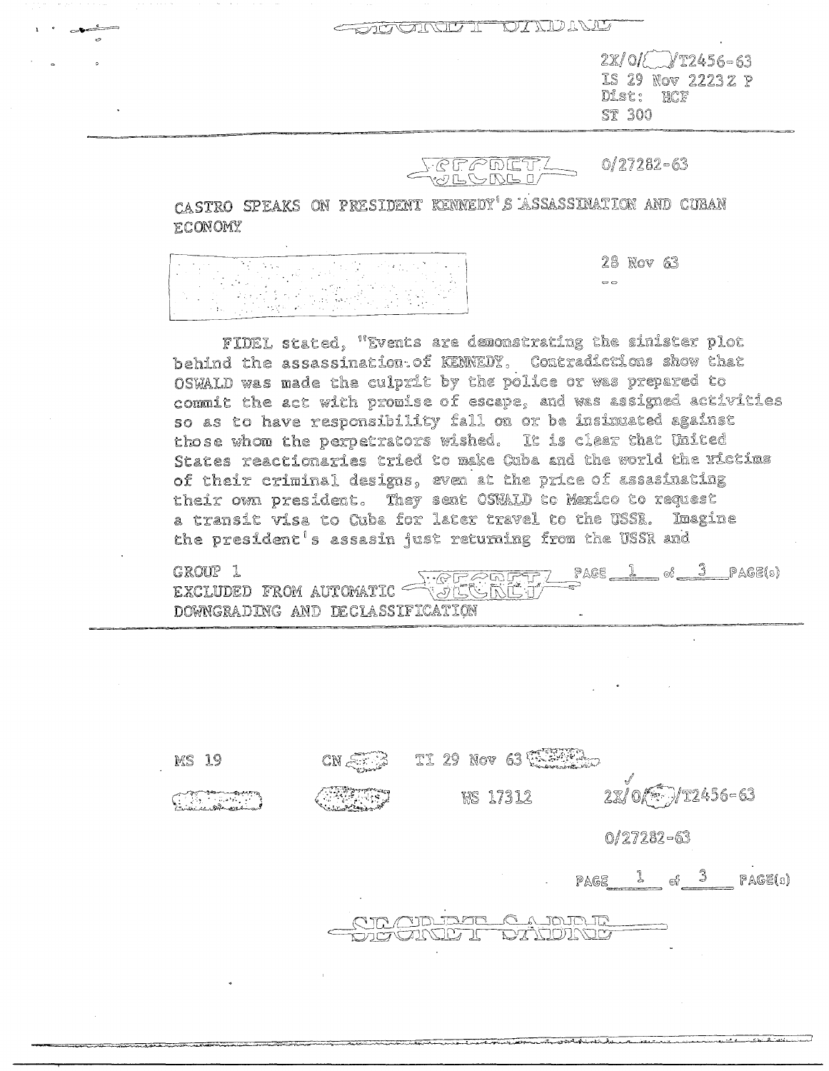SECRET SABRE

2X/O/[ ]/T2456-63
IS 29 Nov 2223Z P
Dist: HCF
ST 300

SECRET 0/27282-63

CASTRO SPEAKS ON PRESIDENT KENNEDY'S ASSASSINATION AND CUBAN ECONOMY

28 Nov 63

FIDEL stated, "Events are demonstrating the sinister plot behind the assassination of KENNEDY. Contradictions show that OSWALD was made the culprit by the police or was prepared to commit the act with promise of escape, and was assigned activities so as to have responsibility fall on or be insinuated against those whom the perpetrators wished. It is clear that United States reactionaries tried to make Cuba and the world the victims of their criminal designs, even at the price of assasinating their own president. They sent OSWALD to Mexico to request a transit visa to Cuba for later travel to the USSR. Imagine the president's assasin just returning from the USSR and

GROUP 1
EXCLUDED FROM AUTOMATIC DOWNGRADING AND DECLASSIFICATION

SECRET

MS 19 CN [ ] TI 29 Nov 63 [ ]

[ ] [ ] WS 17312 2X/O/[ ]/T2456-63

0/27282-63

SECRET SABRE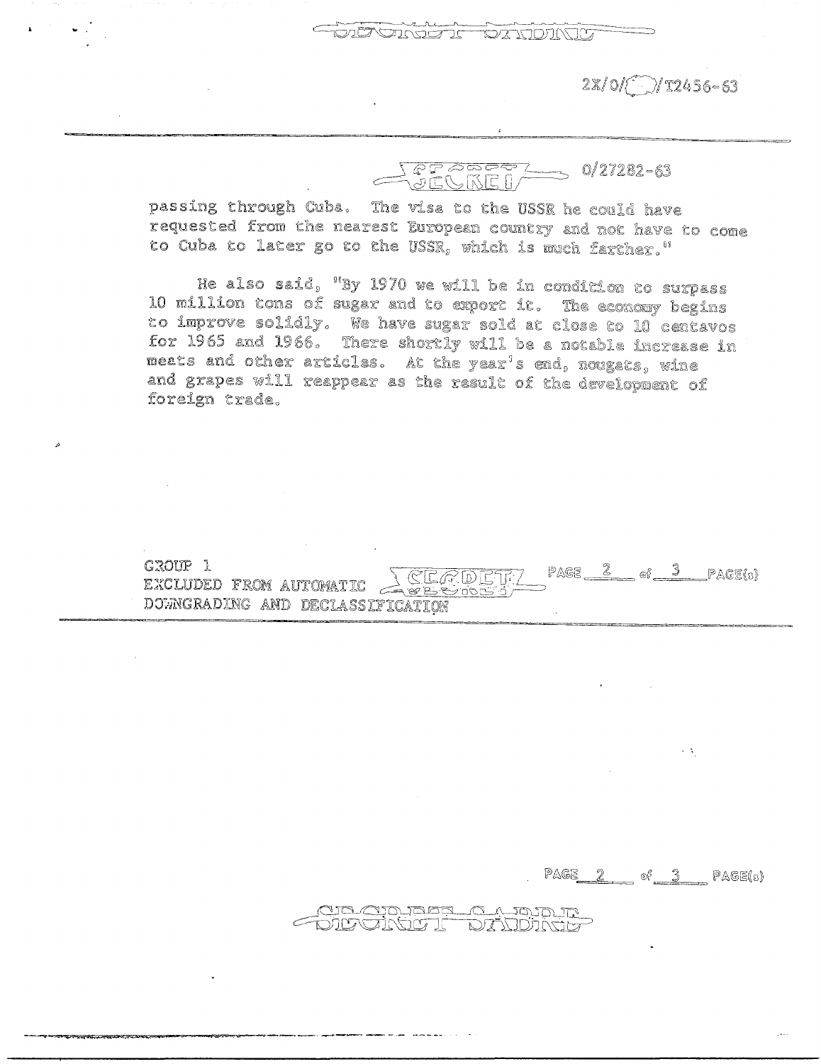SECRET SABRE

2X/0/( )/T2456-63

SECRET 0/27282-63

passing through Cuba. The visa to the USSR he could have requested from the nearest European country and not have to come to Cuba to later go to the USSR, which is much farther."

He also said, "By 1970 we will be in condition to surpass 10 million tons of sugar and to export it. The economy begins to improve solidly. We have sugar sold at close to 10 centavos for 1965 and 1966. There shortly will be a notable increase in meats and other articles. At the year's end, nougats, wine and grapes will reappear as the result of the development of foreign trade.

GROUP 1
EXCLUDED FROM AUTOMATIC DOWNGRADING AND DECLASSIFICATION

SECRET

SECRET SABRE